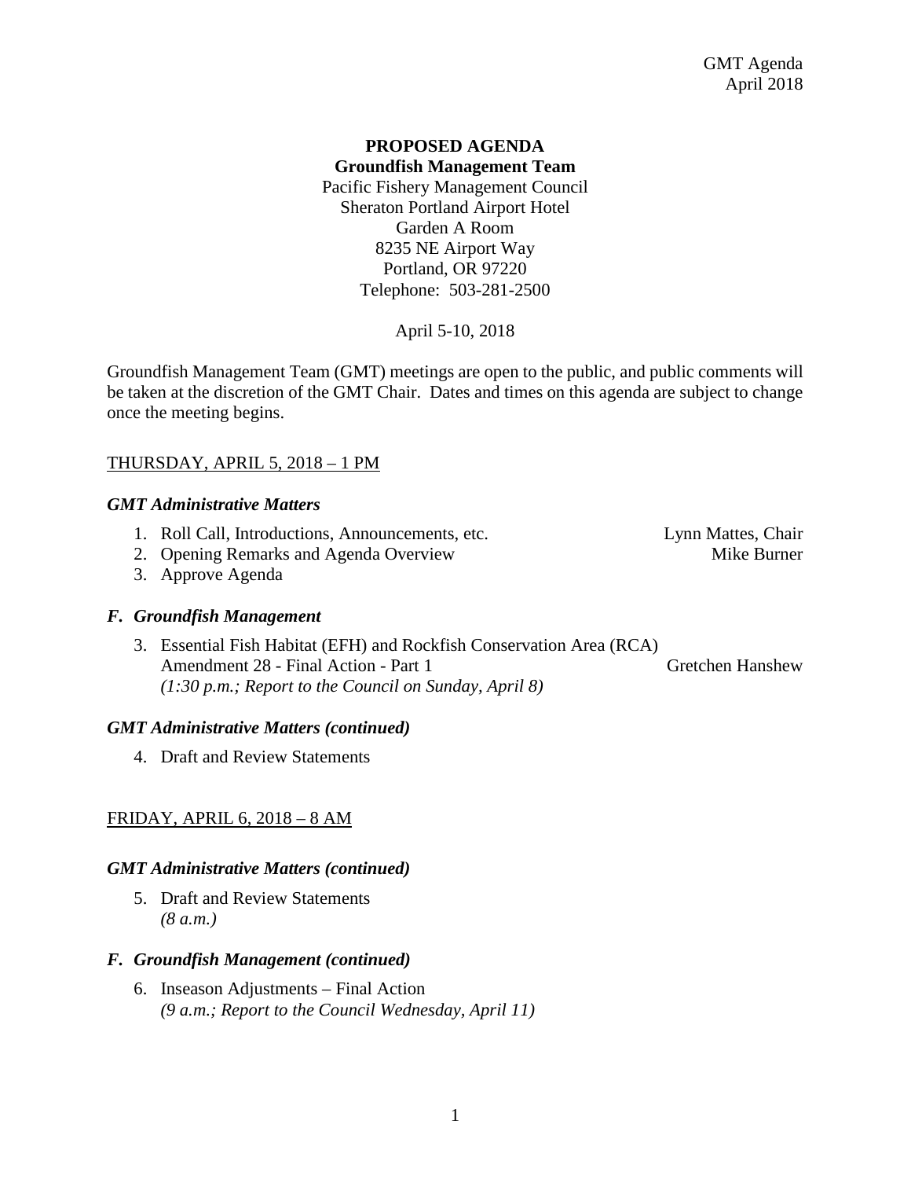GMT Agenda
April 2018

**PROPOSED AGENDA**
**Groundfish Management Team**
Pacific Fishery Management Council
Sheraton Portland Airport Hotel
Garden A Room
8235 NE Airport Way
Portland, OR 97220
Telephone: 503-281-2500

April 5-10, 2018

Groundfish Management Team (GMT) meetings are open to the public, and public comments will be taken at the discretion of the GMT Chair. Dates and times on this agenda are subject to change once the meeting begins.

THURSDAY, APRIL 5, 2018 – 1 PM

***GMT Administrative Matters***

1. Roll Call, Introductions, Announcements, etc. — Lynn Mattes, Chair
2. Opening Remarks and Agenda Overview — Mike Burner
3. Approve Agenda

***F. Groundfish Management***

3. Essential Fish Habitat (EFH) and Rockfish Conservation Area (RCA) Amendment 28 - Final Action - Part 1 — Gretchen Hanshew
   *(1:30 p.m.; Report to the Council on Sunday, April 8)*

***GMT Administrative Matters (continued)***

4. Draft and Review Statements

FRIDAY, APRIL 6, 2018 – 8 AM

***GMT Administrative Matters (continued)***

5. Draft and Review Statements
   *(8 a.m.)*

***F. Groundfish Management (continued)***

6. Inseason Adjustments – Final Action
   *(9 a.m.; Report to the Council Wednesday, April 11)*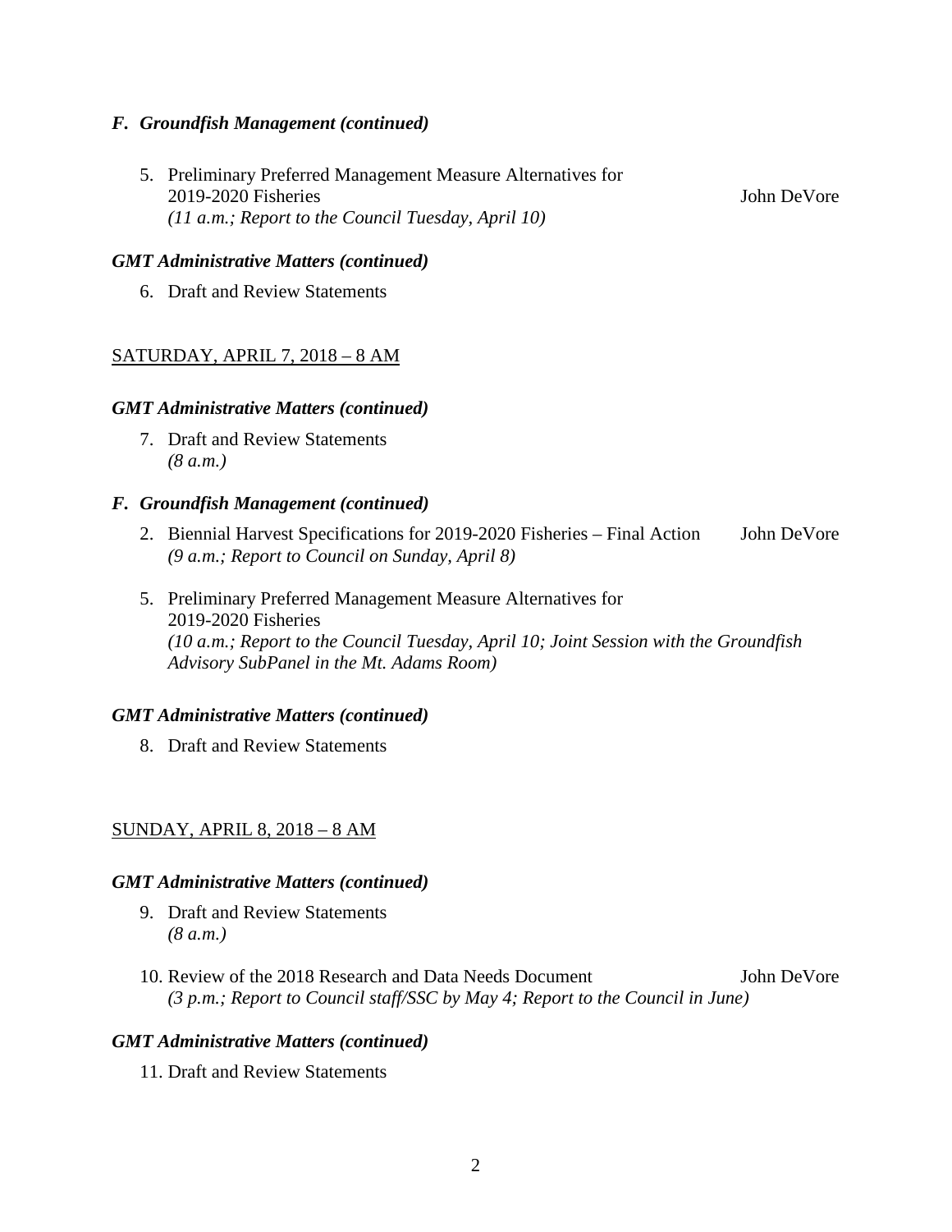***F. Groundfish Management (continued)***

5. Preliminary Preferred Management Measure Alternatives for 2019-2020 Fisheries — John DeVore
   *(11 a.m.; Report to the Council Tuesday, April 10)*

***GMT Administrative Matters (continued)***

6. Draft and Review Statements

<u>SATURDAY, APRIL 7, 2018 – 8 AM</u>

***GMT Administrative Matters (continued)***

7. Draft and Review Statements
   *(8 a.m.)*

***F. Groundfish Management (continued)***

2. Biennial Harvest Specifications for 2019-2020 Fisheries – Final Action — John DeVore
   *(9 a.m.; Report to Council on Sunday, April 8)*

5. Preliminary Preferred Management Measure Alternatives for 2019-2020 Fisheries
   *(10 a.m.; Report to the Council Tuesday, April 10; Joint Session with the Groundfish Advisory SubPanel in the Mt. Adams Room)*

***GMT Administrative Matters (continued)***

8. Draft and Review Statements

<u>SUNDAY, APRIL 8, 2018 – 8 AM</u>

***GMT Administrative Matters (continued)***

9. Draft and Review Statements
   *(8 a.m.)*

10. Review of the 2018 Research and Data Needs Document — John DeVore
    *(3 p.m.; Report to Council staff/SSC by May 4; Report to the Council in June)*

***GMT Administrative Matters (continued)***

11. Draft and Review Statements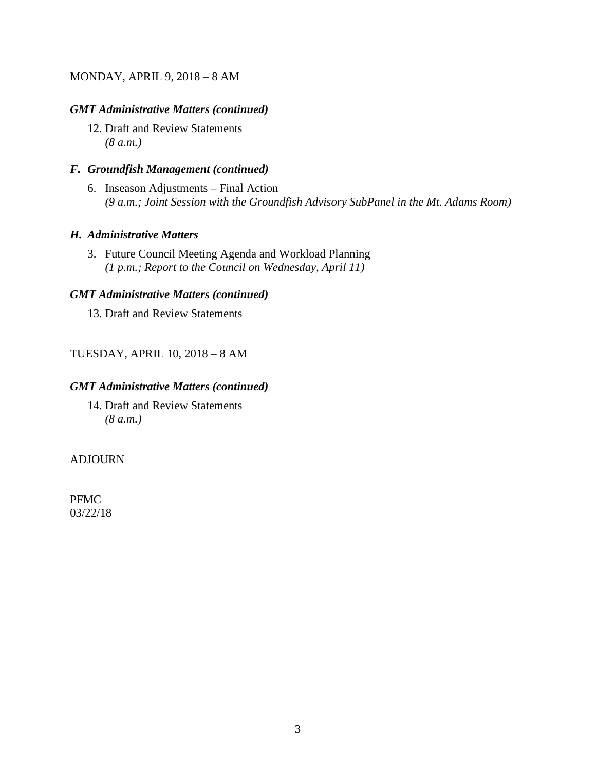MONDAY, APRIL 9, 2018 – 8 AM

***GMT Administrative Matters (continued)***

12. Draft and Review Statements
    *(8 a.m.)*

***F. Groundfish Management (continued)***

6. Inseason Adjustments – Final Action
   *(9 a.m.; Joint Session with the Groundfish Advisory SubPanel in the Mt. Adams Room)*

***H. Administrative Matters***

3. Future Council Meeting Agenda and Workload Planning
   *(1 p.m.; Report to the Council on Wednesday, April 11)*

***GMT Administrative Matters (continued)***

13. Draft and Review Statements

TUESDAY, APRIL 10, 2018 – 8 AM

***GMT Administrative Matters (continued)***

14. Draft and Review Statements
    *(8 a.m.)*

ADJOURN

PFMC
03/22/18